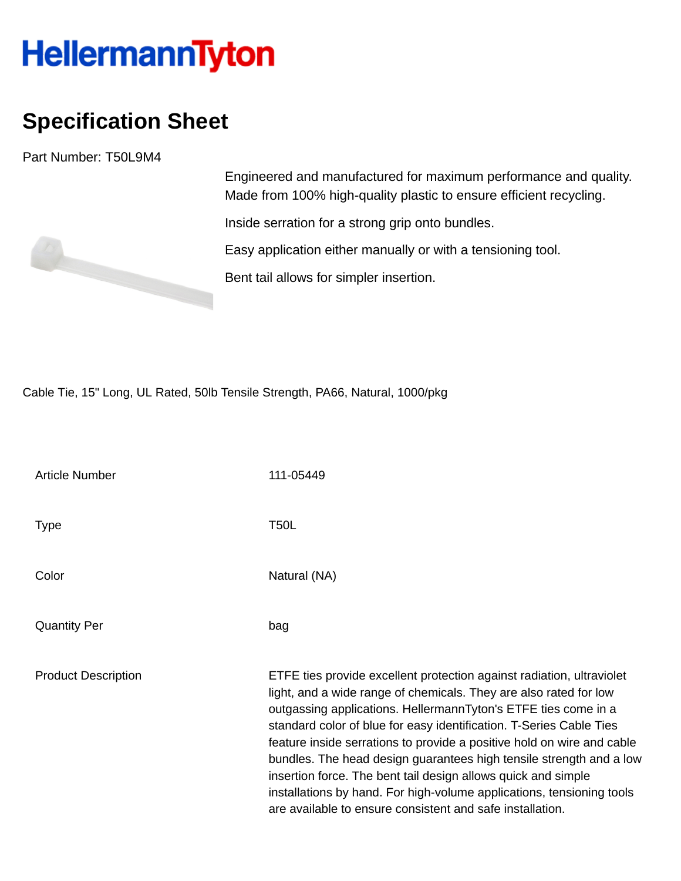# HellermannTyton

## Specification Sheet

Part Number: T50L9M4

Engineered and manufactured for maximum performance and quality. Made from 100% high-quality plastic to ensure efficient recycling.

Inside serration for a strong grip onto bundles.

Easy application either manually or with a tensioning tool.

Bent tail allows for simpler insertion.

Cable Tie, 15" Long, UL Rated, 50lb Tensile Strength, PA66, Natural, 1000/pkg

| | |
|---|---|
| Article Number | 111-05449 |
| Type | T50L |
| Color | Natural (NA) |
| Quantity Per | bag |
| Product Description | ETFE ties provide excellent protection against radiation, ultraviolet light, and a wide range of chemicals. They are also rated for low outgassing applications. HellermannTyton's ETFE ties come in a standard color of blue for easy identification. T-Series Cable Ties feature inside serrations to provide a positive hold on wire and cable bundles. The head design guarantees high tensile strength and a low insertion force. The bent tail design allows quick and simple installations by hand. For high-volume applications, tensioning tools are available to ensure consistent and safe installation. |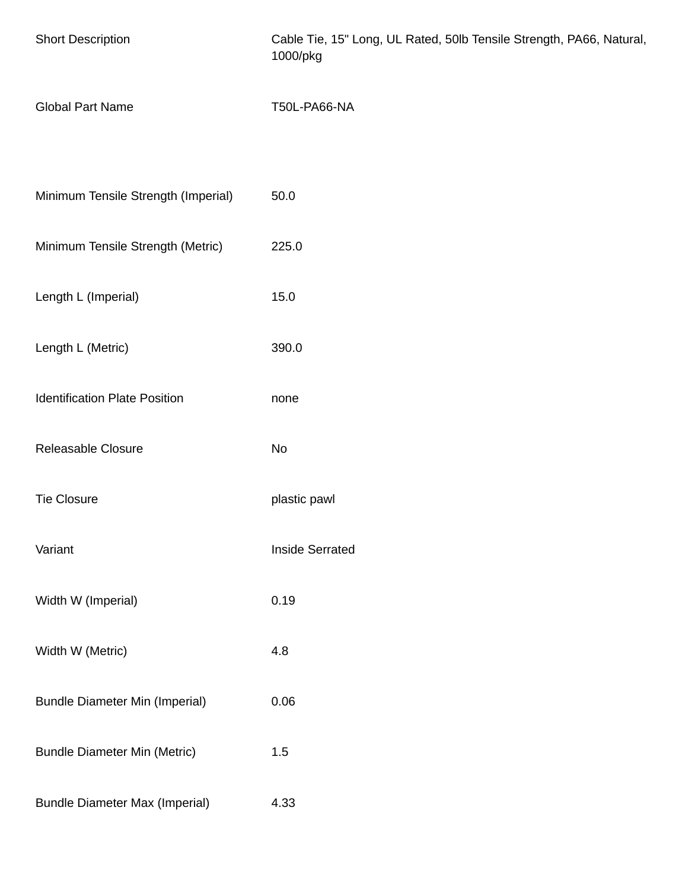| | |
|---|---|
| Short Description | Cable Tie, 15" Long, UL Rated, 50lb Tensile Strength, PA66, Natural, 1000/pkg |
| Global Part Name | T50L-PA66-NA |
| | |
| Minimum Tensile Strength (Imperial) | 50.0 |
| Minimum Tensile Strength (Metric) | 225.0 |
| Length L (Imperial) | 15.0 |
| Length L (Metric) | 390.0 |
| Identification Plate Position | none |
| Releasable Closure | No |
| Tie Closure | plastic pawl |
| Variant | Inside Serrated |
| Width W (Imperial) | 0.19 |
| Width W (Metric) | 4.8 |
| Bundle Diameter Min (Imperial) | 0.06 |
| Bundle Diameter Min (Metric) | 1.5 |
| Bundle Diameter Max (Imperial) | 4.33 |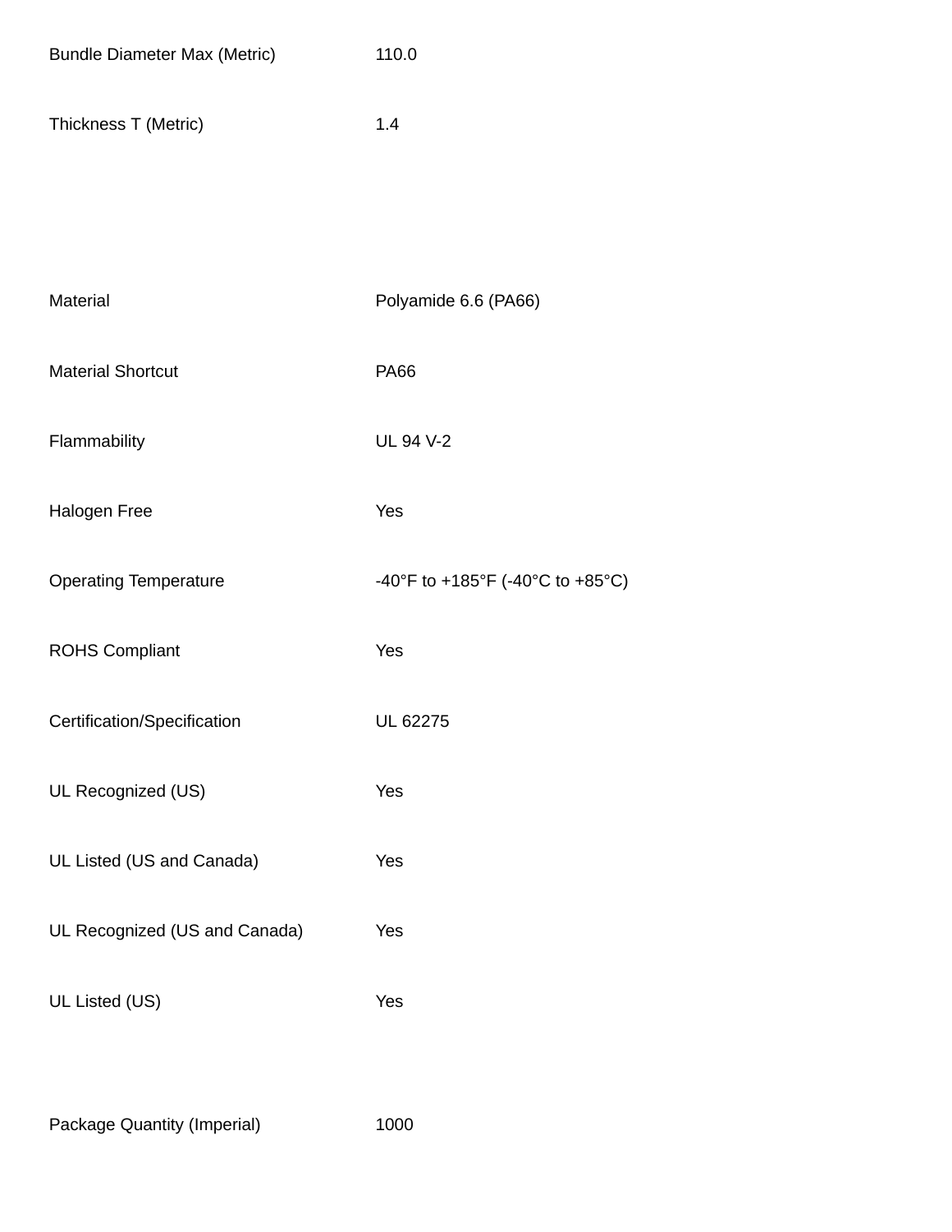| | |
|---|---|
| Bundle Diameter Max (Metric) | 110.0 |
| Thickness T (Metric) | 1.4 |

| | |
|---|---|
| Material | Polyamide 6.6 (PA66) |
| Material Shortcut | PA66 |
| Flammability | UL 94 V-2 |
| Halogen Free | Yes |
| Operating Temperature | -40°F to +185°F (-40°C to +85°C) |
| ROHS Compliant | Yes |
| Certification/Specification | UL 62275 |
| UL Recognized (US) | Yes |
| UL Listed (US and Canada) | Yes |
| UL Recognized (US and Canada) | Yes |
| UL Listed (US) | Yes |

| | |
|---|---|
| Package Quantity (Imperial) | 1000 |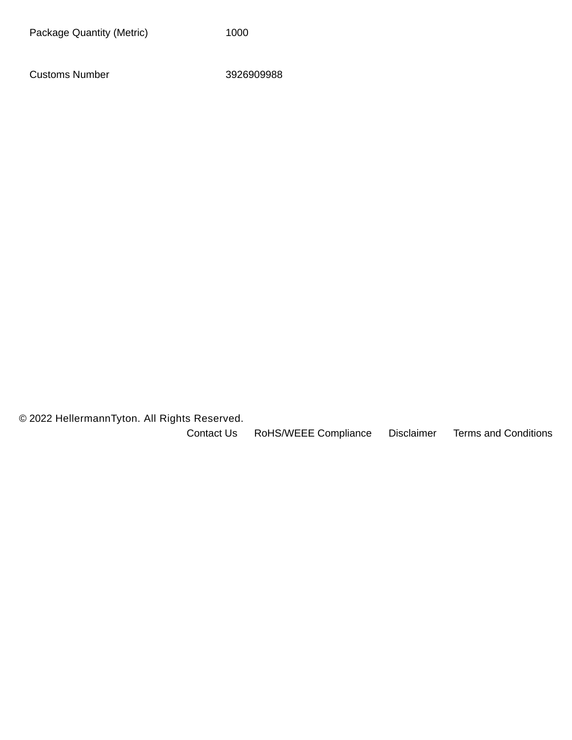| | |
|---|---|
| Package Quantity (Metric) | 1000 |
| Customs Number | 3926909988 |

© 2022 HellermannTyton. All Rights Reserved.

Contact Us RoHS/WEEE Compliance Disclaimer Terms and Conditions